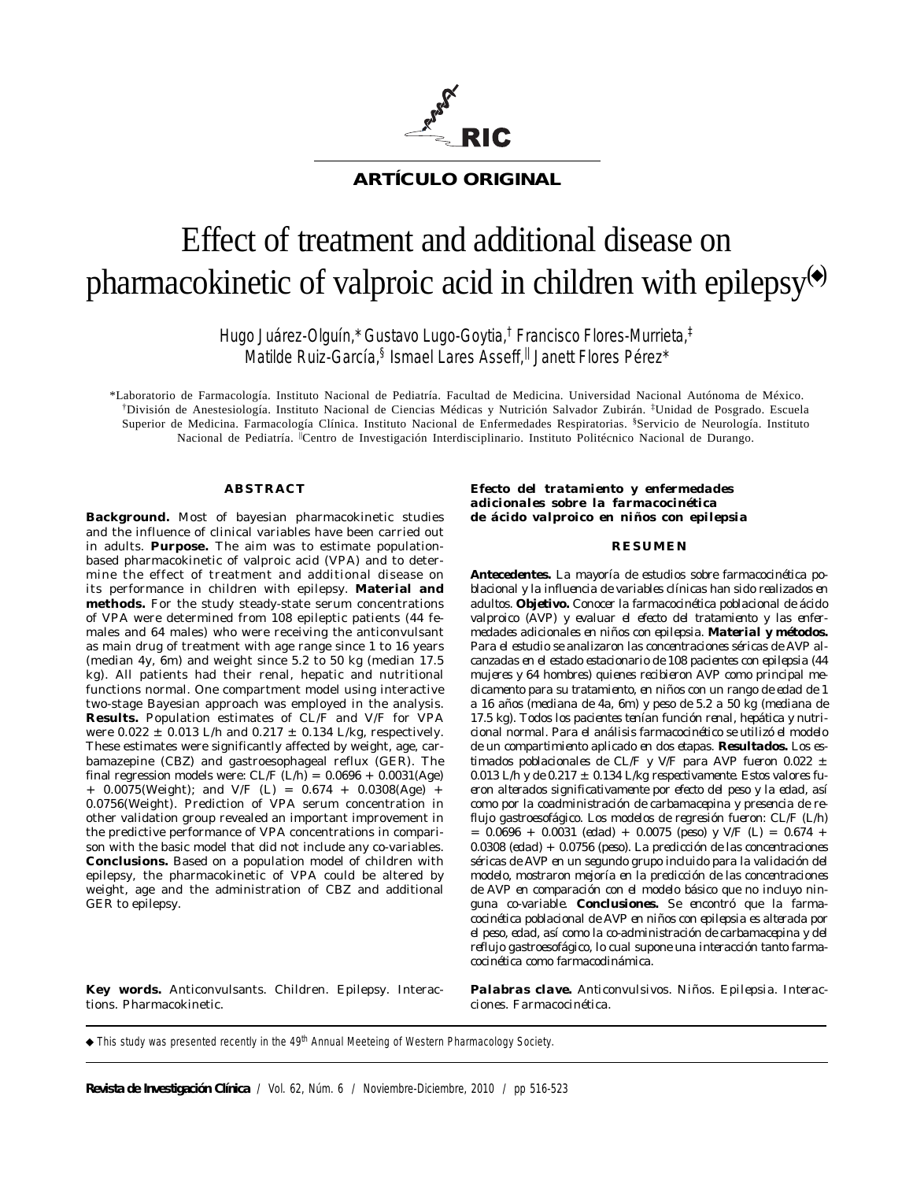**ARTÍCULO ORIGINAL**

# Effect of treatment and additional disease on pharmacokinetic of valproic acid in children with epilepsy(◆)

Hugo Juárez-Olguín,* Gustavo Lugo-Goytia,† Francisco Flores-Murrieta,‡ Matilde Ruiz-García,§ Ismael Lares Asseff,|| Janett Flores Pérez*

*Laboratorio de Farmacología. Instituto Nacional de Pediatría. Facultad de Medicina. Universidad Nacional Autónoma de México. †División de Anestesiología. Instituto Nacional de Ciencias Médicas y Nutrición Salvador Zubirán. ‡Unidad de Posgrado. Escuela Superior de Medicina. Farmacología Clínica. Instituto Nacional de Enfermedades Respiratorias. §Servicio de Neurología. Instituto Nacional de Pediatría. ||Centro de Investigación Interdisciplinario. Instituto Politécnico Nacional de Durango.

## ABSTRACT

**Background.** Most of bayesian pharmacokinetic studies and the influence of clinical variables have been carried out in adults. **Purpose.** The aim was to estimate population-based pharmacokinetic of valproic acid (VPA) and to determine the effect of treatment and additional disease on its performance in children with epilepsy. **Material and methods.** For the study steady-state serum concentrations of VPA were determined from 108 epileptic patients (44 females and 64 males) who were receiving the anticonvulsant as main drug of treatment with age range since 1 to 16 years (median 4y, 6m) and weight since 5.2 to 50 kg (median 17.5 kg). All patients had their renal, hepatic and nutritional functions normal. One compartment model using interactive two-stage Bayesian approach was employed in the analysis. **Results.** Population estimates of CL/F and V/F for VPA were 0.022 ± 0.013 L/h and 0.217 ± 0.134 L/kg, respectively. These estimates were significantly affected by weight, age, carbamazepine (CBZ) and gastroesophageal reflux (GER). The final regression models were: CL/F (L/h) = 0.0696 + 0.0031(Age) + 0.0075(Weight); and V/F (L) = 0.674 + 0.0308(Age) + 0.0756(Weight). Prediction of VPA serum concentration in other validation group revealed an important improvement in the predictive performance of VPA concentrations in comparison with the basic model that did not include any co-variables. **Conclusions.** Based on a population model of children with epilepsy, the pharmacokinetic of VPA could be altered by weight, age and the administration of CBZ and additional GER to epilepsy.

**Key words.** Anticonvulsants. Children. Epilepsy. Interactions. Pharmacokinetic.

### *Efecto del tratamiento y enfermedades adicionales sobre la farmacocinética de ácido valproico en niños con epilepsia*

## RESUMEN

*Antecedentes.* *La mayoría de estudios sobre farmacocinética poblacional y la influencia de variables clínicas han sido realizados en adultos.* ***Objetivo.*** *Conocer la farmacocinética poblacional de ácido valproico (AVP) y evaluar el efecto del tratamiento y las enfermedades adicionales en niños con epilepsia.* ***Material y métodos.*** *Para el estudio se analizaron las concentraciones séricas de AVP alcanzadas en el estado estacionario de 108 pacientes con epilepsia (44 mujeres y 64 hombres) quienes recibieron AVP como principal medicamento para su tratamiento, en niños con un rango de edad de 1 a 16 años (mediana de 4a, 6m) y peso de 5.2 a 50 kg (mediana de 17.5 kg). Todos los pacientes tenían función renal, hepática y nutricional normal. Para el análisis farmacocinético se utilizó el modelo de un compartimiento aplicado en dos etapas.* ***Resultados.*** *Los estimados poblacionales de CL/F y V/F para AVP fueron 0.022 ± 0.013 L/h y de 0.217 ± 0.134 L/kg respectivamente. Estos valores fueron alterados significativamente por efecto del peso y la edad, así como por la coadministración de carbamacepina y presencia de reflujo gastroesofágico. Los modelos de regresión fueron: CL/F (L/h) = 0.0696 + 0.0031 (edad) + 0.0075 (peso) y V/F (L) = 0.674 + 0.0308 (edad) + 0.0756 (peso). La predicción de las concentraciones séricas de AVP en un segundo grupo incluido para la validación del modelo, mostraron mejoría en la predicción de las concentraciones de AVP en comparación con el modelo básico que no incluyo ninguna co-variable.* ***Conclusiones.*** *Se encontró que la farmacocinética poblacional de AVP en niños con epilepsia es alterada por el peso, edad, así como la co-administración de carbamacepina y del reflujo gastroesofágico, lo cual supone una interacción tanto farmacocinética como farmacodinámica.*

***Palabras clave.*** *Anticonvulsivos. Niños. Epilepsia. Interacciones. Farmacocinética.*

◆ This study was presented recently in the 49th Annual Meeteing of Western Pharmacology Society.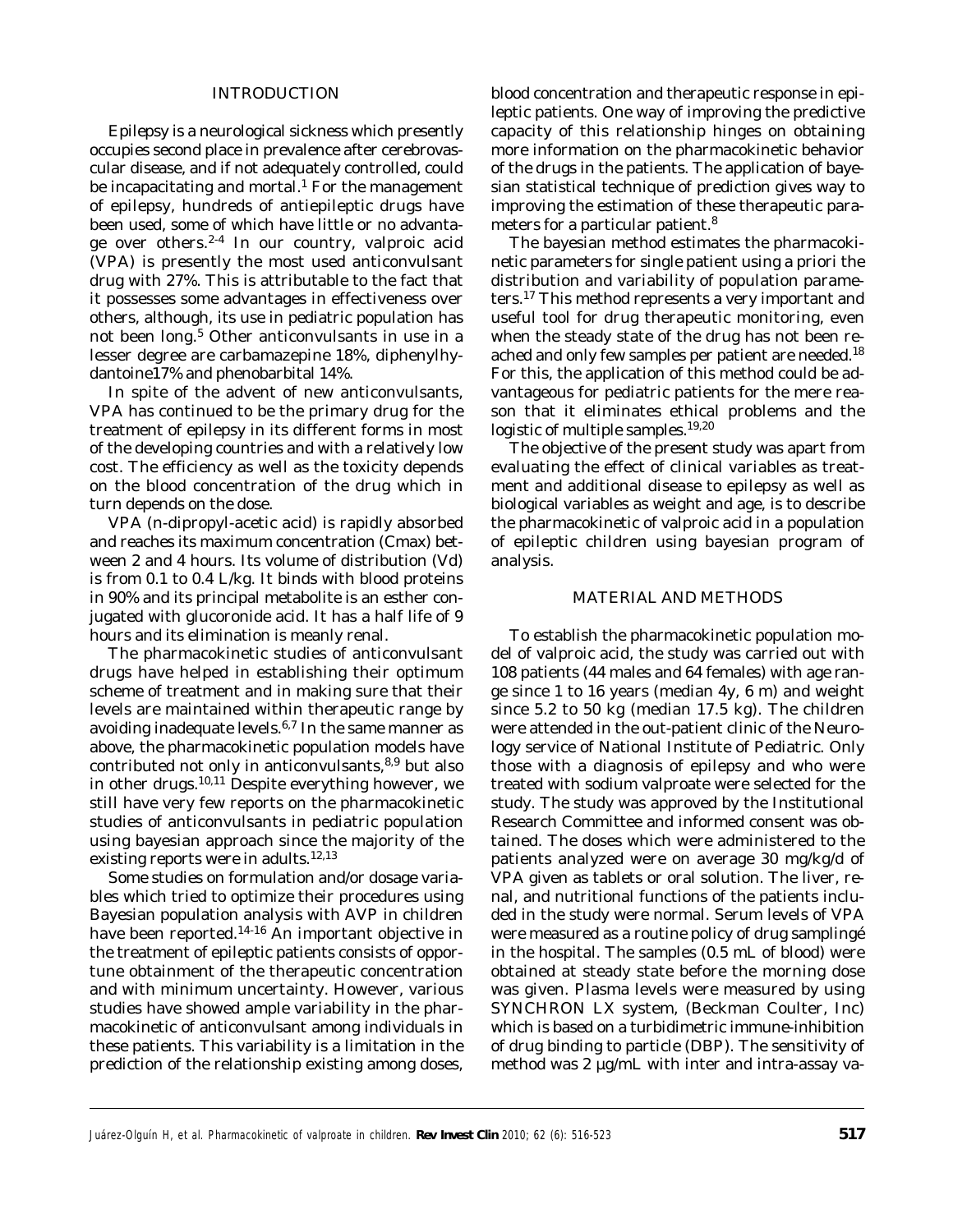## INTRODUCTION

Epilepsy is a neurological sickness which presently occupies second place in prevalence after cerebrovascular disease, and if not adequately controlled, could be incapacitating and mortal.[1] For the management of epilepsy, hundreds of antiepileptic drugs have been used, some of which have little or no advantage over others.[2-4] In our country, valproic acid (VPA) is presently the most used anticonvulsant drug with 27%. This is attributable to the fact that it possesses some advantages in effectiveness over others, although, its use in pediatric population has not been long.[5] Other anticonvulsants in use in a lesser degree are carbamazepine 18%, diphenylhydantoine17% and phenobarbital 14%.

In spite of the advent of new anticonvulsants, VPA has continued to be the primary drug for the treatment of epilepsy in its different forms in most of the developing countries and with a relatively low cost. The efficiency as well as the toxicity depends on the blood concentration of the drug which in turn depends on the dose.

VPA (n-dipropyl-acetic acid) is rapidly absorbed and reaches its maximum concentration (Cmax) between 2 and 4 hours. Its volume of distribution (Vd) is from 0.1 to 0.4 L/kg. It binds with blood proteins in 90% and its principal metabolite is an esther conjugated with glucoronide acid. It has a half life of 9 hours and its elimination is meanly renal.

The pharmacokinetic studies of anticonvulsant drugs have helped in establishing their optimum scheme of treatment and in making sure that their levels are maintained within therapeutic range by avoiding inadequate levels.[6,7] In the same manner as above, the pharmacokinetic population models have contributed not only in anticonvulsants,[8,9] but also in other drugs.[10,11] Despite everything however, we still have very few reports on the pharmacokinetic studies of anticonvulsants in pediatric population using bayesian approach since the majority of the existing reports were in adults.[12,13]

Some studies on formulation and/or dosage variables which tried to optimize their procedures using Bayesian population analysis with AVP in children have been reported.[14-16] An important objective in the treatment of epileptic patients consists of opportune obtainment of the therapeutic concentration and with minimum uncertainty. However, various studies have showed ample variability in the pharmacokinetic of anticonvulsant among individuals in these patients. This variability is a limitation in the prediction of the relationship existing among doses, blood concentration and therapeutic response in epileptic patients. One way of improving the predictive capacity of this relationship hinges on obtaining more information on the pharmacokinetic behavior of the drugs in the patients. The application of bayesian statistical technique of prediction gives way to improving the estimation of these therapeutic parameters for a particular patient.[8]

The bayesian method estimates the pharmacokinetic parameters for single patient using a priori the distribution and variability of population parameters.[17] This method represents a very important and useful tool for drug therapeutic monitoring, even when the steady state of the drug has not been reached and only few samples per patient are needed.[18] For this, the application of this method could be advantageous for pediatric patients for the mere reason that it eliminates ethical problems and the logistic of multiple samples.[19,20]

The objective of the present study was apart from evaluating the effect of clinical variables as treatment and additional disease to epilepsy as well as biological variables as weight and age, is to describe the pharmacokinetic of valproic acid in a population of epileptic children using bayesian program of analysis.

## MATERIAL AND METHODS

To establish the pharmacokinetic population model of valproic acid, the study was carried out with 108 patients (44 males and 64 females) with age range since 1 to 16 years (median 4y, 6 m) and weight since 5.2 to 50 kg (median 17.5 kg). The children were attended in the out-patient clinic of the Neurology service of National Institute of Pediatric. Only those with a diagnosis of epilepsy and who were treated with sodium valproate were selected for the study. The study was approved by the Institutional Research Committee and informed consent was obtained. The doses which were administered to the patients analyzed were on average 30 mg/kg/d of VPA given as tablets or oral solution. The liver, renal, and nutritional functions of the patients included in the study were normal. Serum levels of VPA were measured as a routine policy of drug samplingé in the hospital. The samples (0.5 mL of blood) were obtained at steady state before the morning dose was given. Plasma levels were measured by using SYNCHRON LX system, (Beckman Coulter, Inc) which is based on a turbidimetric immune-inhibition of drug binding to particle (DBP). The sensitivity of method was 2 µg/mL with inter and intra-assay va-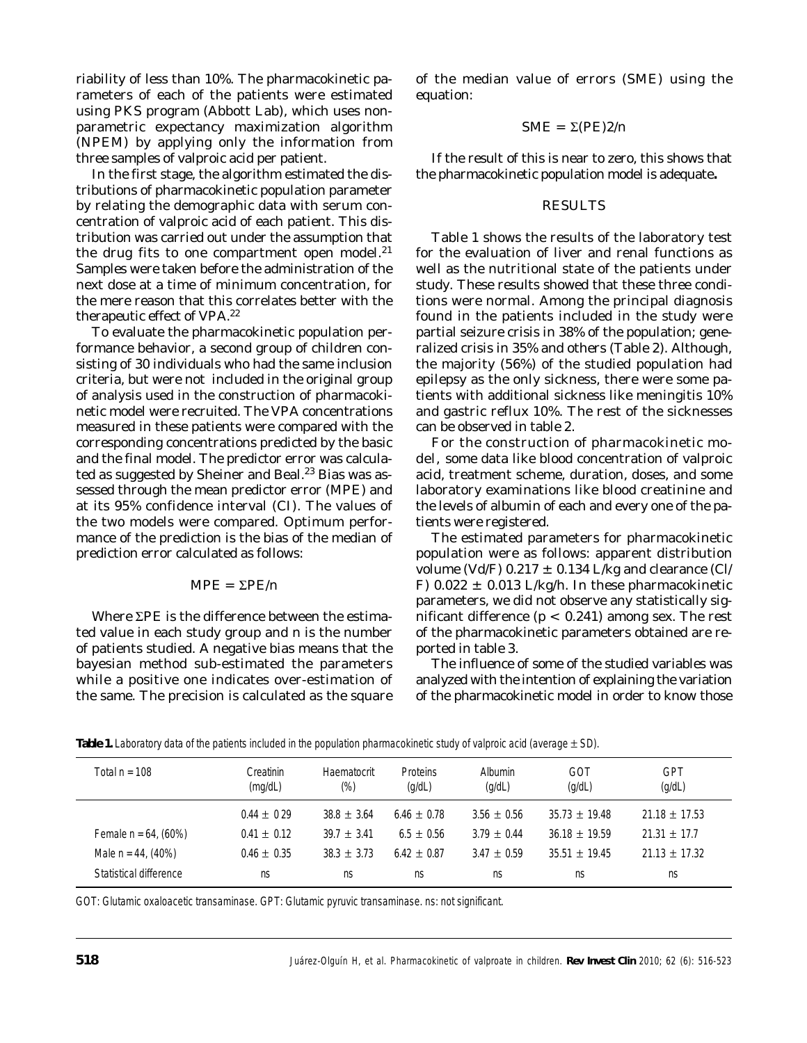riability of less than 10%. The pharmacokinetic parameters of each of the patients were estimated using PKS program (Abbott Lab), which uses nonparametric expectancy maximization algorithm (NPEM) by applying only the information from three samples of valproic acid per patient.

In the first stage, the algorithm estimated the distributions of pharmacokinetic population parameter by relating the demographic data with serum concentration of valproic acid of each patient. This distribution was carried out under the assumption that the drug fits to one compartment open model.[21] Samples were taken before the administration of the next dose at a time of minimum concentration, for the mere reason that this correlates better with the therapeutic effect of VPA.[22]

To evaluate the pharmacokinetic population performance behavior, a second group of children consisting of 30 individuals who had the same inclusion criteria, but were not included in the original group of analysis used in the construction of pharmacokinetic model were recruited. The VPA concentrations measured in these patients were compared with the corresponding concentrations predicted by the basic and the final model. The predictor error was calculated as suggested by Sheiner and Beal.[23] Bias was assessed through the mean predictor error (MPE) and at its 95% confidence interval (CI). The values of the two models were compared. Optimum performance of the prediction is the bias of the median of prediction error calculated as follows:

$$MPE = \Sigma PE/n$$

Where $\Sigma PE$ is the difference between the estimated value in each study group and n is the number of patients studied. A negative bias means that the bayesian method sub-estimated the parameters while a positive one indicates over-estimation of the same. The precision is calculated as the square of the median value of errors (SME) using the equation:

$$SME = \Sigma(PE)2/n$$

If the result of this is near to zero, this shows that the pharmacokinetic population model is adequate**.**

## RESULTS

Table 1 shows the results of the laboratory test for the evaluation of liver and renal functions as well as the nutritional state of the patients under study. These results showed that these three conditions were normal. Among the principal diagnosis found in the patients included in the study were partial seizure crisis in 38% of the population; generalized crisis in 35% and others (Table 2). Although, the majority (56%) of the studied population had epilepsy as the only sickness, there were some patients with additional sickness like meningitis 10% and gastric reflux 10%. The rest of the sicknesses can be observed in table 2.

For the construction of pharmacokinetic model, some data like blood concentration of valproic acid, treatment scheme, duration, doses, and some laboratory examinations like blood creatinine and the levels of albumin of each and every one of the patients were registered.

The estimated parameters for pharmacokinetic population were as follows: apparent distribution volume (Vd/F) 0.217 ± 0.134 L/kg and clearance (Cl/F) 0.022 ± 0.013 L/kg/h. In these pharmacokinetic parameters, we did not observe any statistically significant difference ($p < 0.241$) among sex. The rest of the pharmacokinetic parameters obtained are reported in table 3.

The influence of some of the studied variables was analyzed with the intention of explaining the variation of the pharmacokinetic model in order to know those

**Table 1.** Laboratory data of the patients included in the population pharmacokinetic study of valproic acid (average ± SD).

| Total n = 108 | Creatinin (mg/dL) | Haematocrit (%) | Proteins (g/dL) | Albumin (g/dL) | GOT (g/dL) | GPT (g/dL) |
|---|---|---|---|---|---|---|
| | 0.44 ± 0 29 | 38.8 ± 3.64 | 6.46 ± 0.78 | 3.56 ± 0.56 | 35.73 ± 19.48 | 21.18 ± 17.53 |
| Female n = 64, (60%) | 0.41 ± 0.12 | 39.7 ± 3.41 | 6.5 ± 0.56 | 3.79 ± 0.44 | 36.18 ± 19.59 | 21.31 ± 17.7 |
| Male n = 44, (40%) | 0.46 ± 0.35 | 38.3 ± 3.73 | 6.42 ± 0.87 | 3.47 ± 0.59 | 35.51 ± 19.45 | 21.13 ± 17.32 |
| Statistical difference | ns | ns | ns | ns | ns | ns |

GOT: Glutamic oxaloacetic transaminase. GPT: Glutamic pyruvic transaminase. ns: not significant.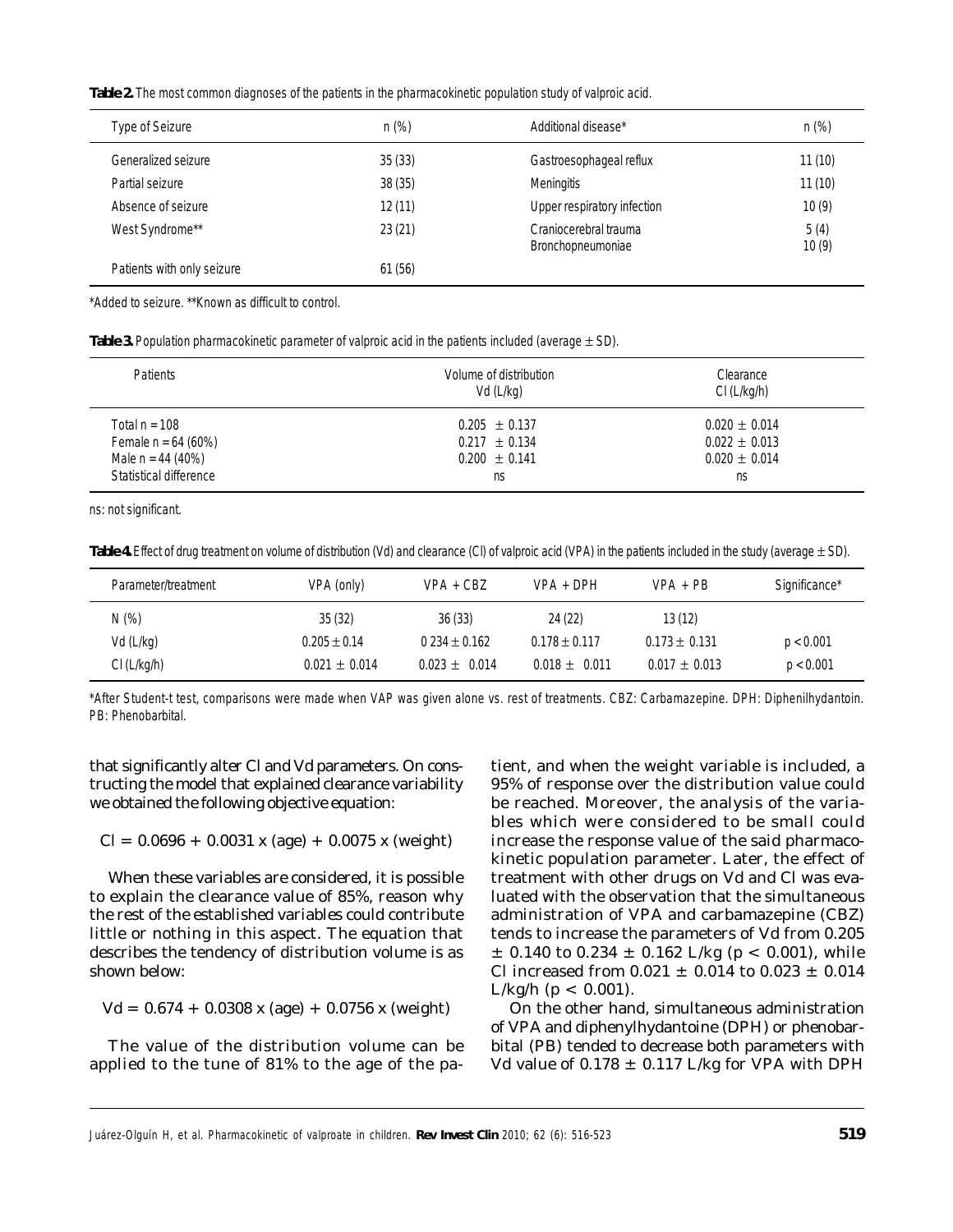**Table 2.** The most common diagnoses of the patients in the pharmacokinetic population study of valproic acid.

| Type of Seizure | n (%) | Additional disease* | n (%) |
|---|---|---|---|
| Generalized seizure | 35 (33) | Gastroesophageal reflux | 11 (10) |
| Partial seizure | 38 (35) | Meningitis | 11 (10) |
| Absence of seizure | 12 (11) | Upper respiratory infection | 10 (9) |
| West Syndrome** | 23 (21) | Craniocerebral trauma | 5 (4) |
| | | Bronchopneumoniae | 10 (9) |
| Patients with only seizure | 61 (56) | | |

*Added to seizure. **Known as difficult to control.

**Table 3.** Population pharmacokinetic parameter of valproic acid in the patients included (average ± SD).

| Patients | Volume of distribution Vd (L/kg) | Clearance Cl (L/kg/h) |
|---|---|---|
| Total n = 108 | 0.205 ± 0.137 | 0.020 ± 0.014 |
| Female n = 64 (60%) | 0.217 ± 0.134 | 0.022 ± 0.013 |
| Male n = 44 (40%) | 0.200 ± 0.141 | 0.020 ± 0.014 |
| Statistical difference | ns | ns |

ns: not significant.

**Table 4.** Effect of drug treatment on volume of distribution (Vd) and clearance (Cl) of valproic acid (VPA) in the patients included in the study (average ± SD).

| Parameter/treatment | VPA (only) | VPA + CBZ | VPA + DPH | VPA + PB | Significance* |
|---|---|---|---|---|---|
| N (%) | 35 (32) | 36 (33) | 24 (22) | 13 (12) | |
| Vd (L/kg) | 0.205 ± 0.14 | 0 234 ± 0.162 | 0.178 ± 0.117 | 0.173 ± 0.131 | p < 0.001 |
| Cl (L/kg/h) | 0.021 ± 0.014 | 0.023 ± 0.014 | 0.018 ± 0.011 | 0.017 ± 0.013 | p < 0.001 |

*After Student-t test, comparisons were made when VAP was given alone vs. rest of treatments. CBZ: Carbamazepine. DPH: Diphenilhydantoin. PB: Phenobarbital.

that significantly alter Cl and Vd parameters. On constructing the model that explained clearance variability we obtained the following objective equation:

$$Cl = 0.0696 + 0.0031 \times (age) + 0.0075 \times (weight)$$

When these variables are considered, it is possible to explain the clearance value of 85%, reason why the rest of the established variables could contribute little or nothing in this aspect. The equation that describes the tendency of distribution volume is as shown below:

$$Vd = 0.674 + 0.0308 \times (age) + 0.0756 \times (weight)$$

The value of the distribution volume can be applied to the tune of 81% to the age of the patient, and when the weight variable is included, a 95% of response over the distribution value could be reached. Moreover, the analysis of the variables which were considered to be small could increase the response value of the said pharmacokinetic population parameter. Later, the effect of treatment with other drugs on Vd and Cl was evaluated with the observation that the simultaneous administration of VPA and carbamazepine (CBZ) tends to increase the parameters of Vd from 0.205 ± 0.140 to 0.234 ± 0.162 L/kg ($p < 0.001$), while Cl increased from 0.021 ± 0.014 to 0.023 ± 0.014 L/kg/h ($p < 0.001$).

On the other hand, simultaneous administration of VPA and diphenylhydantoine (DPH) or phenobarbital (PB) tended to decrease both parameters with Vd value of 0.178 ± 0.117 L/kg for VPA with DPH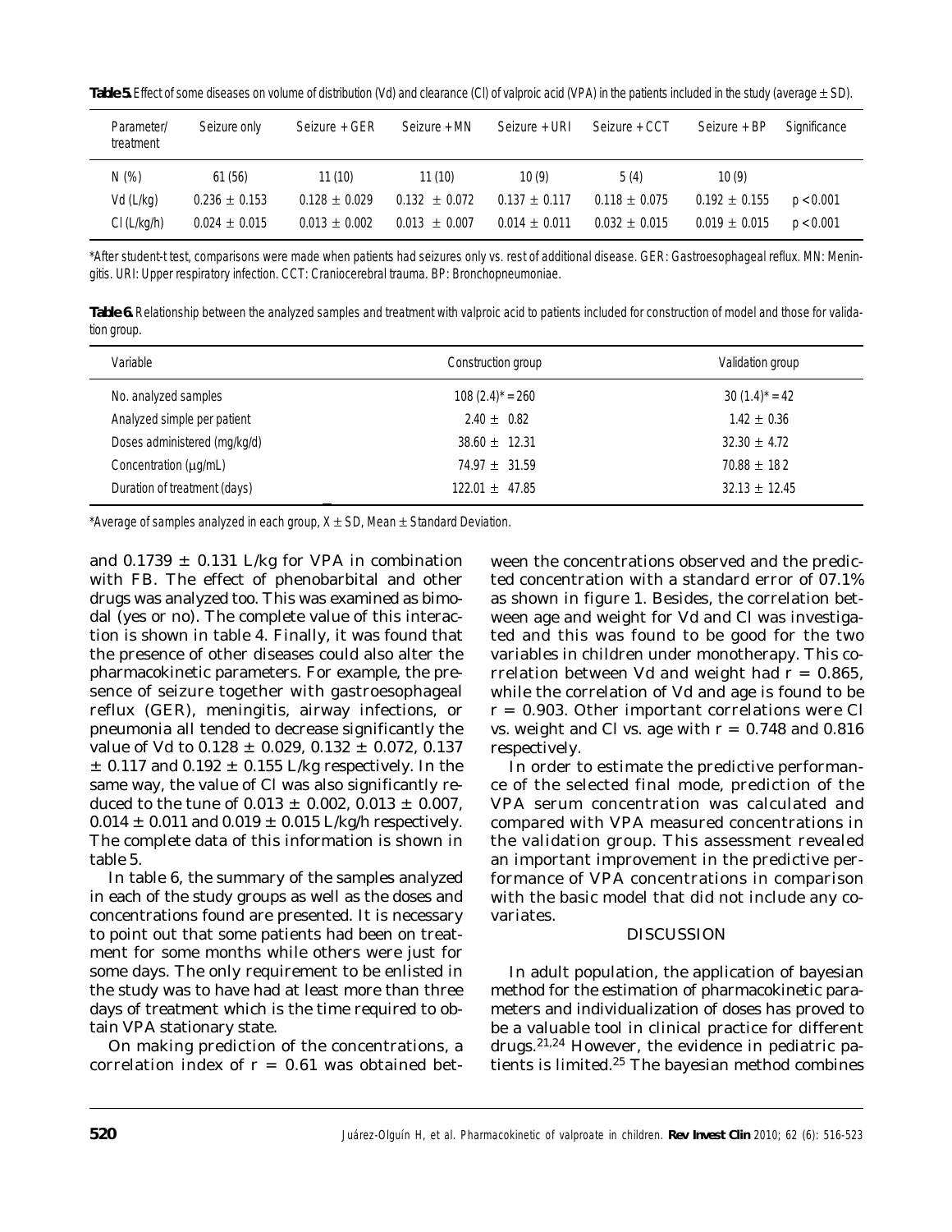**Table 5.** Effect of some diseases on volume of distribution (Vd) and clearance (Cl) of valproic acid (VPA) in the patients included in the study (average ± SD).

| Parameter/ treatment | Seizure only | Seizure + GER | Seizure + MN | Seizure + URI | Seizure + CCT | Seizure + BP | Significance |
|---|---|---|---|---|---|---|---|
| N (%) | 61 (56) | 11 (10) | 11 (10) | 10 (9) | 5 (4) | 10 (9) | |
| Vd (L/kg) | 0.236 ± 0.153 | 0.128 ± 0.029 | 0.132 ± 0.072 | 0.137 ± 0.117 | 0.118 ± 0.075 | 0.192 ± 0.155 | p < 0.001 |
| Cl (L/kg/h) | 0.024 ± 0.015 | 0.013 ± 0.002 | 0.013 ± 0.007 | 0.014 ± 0.011 | 0.032 ± 0.015 | 0.019 ± 0.015 | p < 0.001 |

*After student-t test, comparisons were made when patients had seizures only vs. rest of additional disease. GER: Gastroesophageal reflux. MN: Meningitis. URI: Upper respiratory infection. CCT: Craniocerebral trauma. BP: Bronchopneumoniae.

**Table 6.** Relationship between the analyzed samples and treatment with valproic acid to patients included for construction of model and those for validation group.

| Variable | Construction group | Validation group |
|---|---|---|
| No. analyzed samples | 108 (2.4)* = 260 | 30 (1.4)* = 42 |
| Analyzed simple per patient | 2.40 ± 0.82 | 1.42 ± 0.36 |
| Doses administered (mg/kg/d) | 38.60 ± 12.31 | 32.30 ± 4.72 |
| Concentration (μg/mL) | 74.97 ± 31.59 | 70.88 ± 18.2 |
| Duration of treatment (days) | 122.01 ± 47.85 | 32.13 ± 12.45 |

*Average of samples analyzed in each group, X ± SD, Mean ± Standard Deviation.

and 0.1739 ± 0.131 L/kg for VPA in combination with FB. The effect of phenobarbital and other drugs was analyzed too. This was examined as bimodal (yes or no). The complete value of this interaction is shown in table 4. Finally, it was found that the presence of other diseases could also alter the pharmacokinetic parameters. For example, the presence of seizure together with gastroesophageal reflux (GER), meningitis, airway infections, or pneumonia all tended to decrease significantly the value of Vd to 0.128 ± 0.029, 0.132 ± 0.072, 0.137 ± 0.117 and 0.192 ± 0.155 L/kg respectively. In the same way, the value of Cl was also significantly reduced to the tune of 0.013 ± 0.002, 0.013 ± 0.007, 0.014 ± 0.011 and 0.019 ± 0.015 L/kg/h respectively. The complete data of this information is shown in table 5.

In table 6, the summary of the samples analyzed in each of the study groups as well as the doses and concentrations found are presented. It is necessary to point out that some patients had been on treatment for some months while others were just for some days. The only requirement to be enlisted in the study was to have had at least more than three days of treatment which is the time required to obtain VPA stationary state.

On making prediction of the concentrations, a correlation index of $r = 0.61$ was obtained between the concentrations observed and the predicted concentration with a standard error of 07.1% as shown in figure 1. Besides, the correlation between age and weight for Vd and Cl was investigated and this was found to be good for the two variables in children under monotherapy. This correlation between Vd and weight had $r = 0.865$, while the correlation of Vd and age is found to be $r = 0.903$. Other important correlations were Cl vs. weight and Cl vs. age with $r = 0.748$ and 0.816 respectively.

In order to estimate the predictive performance of the selected final mode, prediction of the VPA serum concentration was calculated and compared with VPA measured concentrations in the validation group. This assessment revealed an important improvement in the predictive performance of VPA concentrations in comparison with the basic model that did not include any covariates.

## DISCUSSION

In adult population, the application of bayesian method for the estimation of pharmacokinetic parameters and individualization of doses has proved to be a valuable tool in clinical practice for different drugs.[21,24] However, the evidence in pediatric patients is limited.[25] The bayesian method combines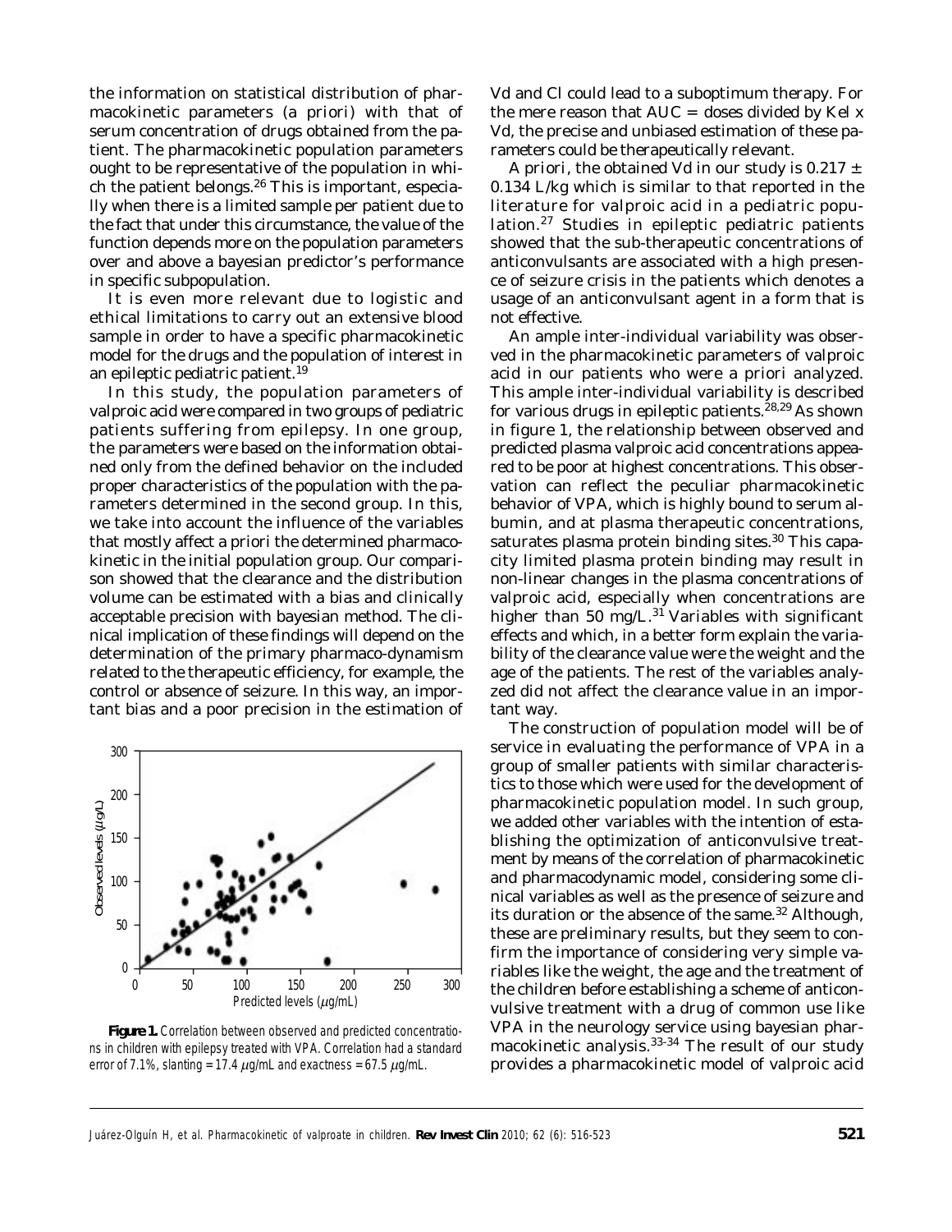the information on statistical distribution of pharmacokinetic parameters (a priori) with that of serum concentration of drugs obtained from the patient. The pharmacokinetic population parameters ought to be representative of the population in which the patient belongs.[26] This is important, especially when there is a limited sample per patient due to the fact that under this circumstance, the value of the function depends more on the population parameters over and above a bayesian predictor's performance in specific subpopulation.

It is even more relevant due to logistic and ethical limitations to carry out an extensive blood sample in order to have a specific pharmacokinetic model for the drugs and the population of interest in an epileptic pediatric patient.[19]

In this study, the population parameters of valproic acid were compared in two groups of pediatric patients suffering from epilepsy. In one group, the parameters were based on the information obtained only from the defined behavior on the included proper characteristics of the population with the parameters determined in the second group. In this, we take into account the influence of the variables that mostly affect a priori the determined pharmacokinetic in the initial population group. Our comparison showed that the clearance and the distribution volume can be estimated with a bias and clinically acceptable precision with bayesian method. The clinical implication of these findings will depend on the determination of the primary pharmaco-dynamism related to the therapeutic efficiency, for example, the control or absence of seizure. In this way, an important bias and a poor precision in the estimation of Vd and Cl could lead to a suboptimum therapy. For the mere reason that AUC = doses divided by Kel x Vd, the precise and unbiased estimation of these parameters could be therapeutically relevant.

**Figure 1.** Correlation between observed and predicted concentrations in children with epilepsy treated with VPA. Correlation had a standard error of 7.1%, slanting = 17.4 $\mu$g/mL and exactness = 67.5 $\mu$g/mL.

A priori, the obtained Vd in our study is 0.217 ± 0.134 L/kg which is similar to that reported in the literature for valproic acid in a pediatric population.[27] Studies in epileptic pediatric patients showed that the sub-therapeutic concentrations of anticonvulsants are associated with a high presence of seizure crisis in the patients which denotes a usage of an anticonvulsant agent in a form that is not effective.

An ample inter-individual variability was observed in the pharmacokinetic parameters of valproic acid in our patients who were a priori analyzed. This ample inter-individual variability is described for various drugs in epileptic patients.[28,29] As shown in figure 1, the relationship between observed and predicted plasma valproic acid concentrations appeared to be poor at highest concentrations. This observation can reflect the peculiar pharmacokinetic behavior of VPA, which is highly bound to serum albumin, and at plasma therapeutic concentrations, saturates plasma protein binding sites.[30] This capacity limited plasma protein binding may result in non-linear changes in the plasma concentrations of valproic acid, especially when concentrations are higher than 50 mg/L.[31] Variables with significant effects and which, in a better form explain the variability of the clearance value were the weight and the age of the patients. The rest of the variables analyzed did not affect the clearance value in an important way.

The construction of population model will be of service in evaluating the performance of VPA in a group of smaller patients with similar characteristics to those which were used for the development of pharmacokinetic population model. In such group, we added other variables with the intention of establishing the optimization of anticonvulsive treatment by means of the correlation of pharmacokinetic and pharmacodynamic model, considering some clinical variables as well as the presence of seizure and its duration or the absence of the same.[32] Although, these are preliminary results, but they seem to confirm the importance of considering very simple variables like the weight, the age and the treatment of the children before establishing a scheme of anticonvulsive treatment with a drug of common use like VPA in the neurology service using bayesian pharmacokinetic analysis.[33-34] The result of our study provides a pharmacokinetic model of valproic acid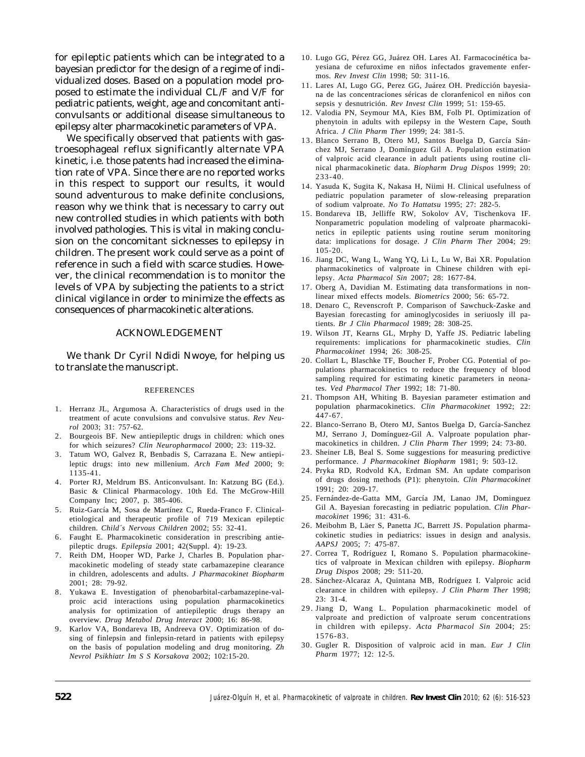for epileptic patients which can be integrated to a bayesian predictor for the design of a regime of individualized doses. Based on a population model proposed to estimate the individual CL/F and V/F for pediatric patients, weight, age and concomitant anticonvulsants or additional disease simultaneous to epilepsy alter pharmacokinetic parameters of VPA.

We specifically observed that patients with gastroesophageal reflux significantly alternate VPA kinetic, i.e. those patents had increased the elimination rate of VPA. Since there are no reported works in this respect to support our results, it would sound adventurous to make definite conclusions, reason why we think that is necessary to carry out new controlled studies in which patients with both involved pathologies. This is vital in making conclusion on the concomitant sicknesses to epilepsy in children. The present work could serve as a point of reference in such a field with scarce studies. However, the clinical recommendation is to monitor the levels of VPA by subjecting the patients to a strict clinical vigilance in order to minimize the effects as consequences of pharmacokinetic alterations.

## ACKNOWLEDGEMENT

We thank Dr Cyril Ndidi Nwoye, for helping us to translate the manuscript.

## REFERENCES

1. Herranz JL, Argumosa A. Characteristics of drugs used in the treatment of acute convulsions and convulsive status. *Rev Neurol* 2003; 31: 757-62.
2. Bourgeois BF. New antiepileptic drugs in children: which ones for which seizures? *Clin Neuropharmacol* 2000; 23: 119-32.
3. Tatum WO, Galvez R, Benbadis S, Carrazana E. New antiepileptic drugs: into new millenium. *Arch Fam Med* 2000; 9: 1135-41.
4. Porter RJ, Meldrum BS. Anticonvulsant. In: Katzung BG (Ed.). Basic & Clinical Pharmacology. 10th Ed. The McGrow-Hill Company Inc; 2007, p. 385-406.
5. Ruiz-García M, Sosa de Martínez C, Rueda-Franco F. Clinical-etiological and therapeutic profile of 719 Mexican epileptic children. *Child´s Nervous Children* 2002; 55: 32-41.
6. Faught E. Pharmacokinetic consideration in prescribing antiepileptic drugs. *Epilepsia* 2001; 42(Suppl. 4): 19-23.
7. Reith DM, Hooper WD, Parke J, Charles B. Population pharmacokinetic modeling of steady state carbamazepine clearance in children, adolescents and adults. *J Pharmacokinet Biopharm* 2001; 28: 79-92.
8. Yukawa E. Investigation of phenobarbital-carbamazepine-valproic acid interactions using population pharmacokinetics analysis for optimization of antiepileptic drugs therapy an overview. *Drug Metabol Drug Interact* 2000; 16: 86-98.
9. Karlov VA, Bondareva IB, Andreeva OV. Optimization of dosing of finlepsin and finlepsin-retard in patients with epilepsy on the basis of population modeling and drug monitoring. *Zh Nevrol Psikhiatr Im S S Korsakova* 2002; 102:15-20.
10. Lugo GG, Pérez GG, Juárez OH. Lares AI. Farmacocinética bayesiana de cefuroxime en niños infectados gravemente enfermos. *Rev Invest Clin* 1998; 50: 311-16.
11. Lares AI, Lugo GG, Perez GG, Juárez OH. Predicción bayesiana de las concentraciones séricas de cloranfenicol en niños con sepsis y desnutrición. *Rev Invest Clin* 1999; 51: 159-65.
12. Valodia PN, Seymour MA, Kies BM, Folb PI. Optimization of phenytoin in adults with epilepsy in the Western Cape, South Africa. *J Clin Pharm Ther* 1999; 24: 381-5.
13. Blanco Serrano B, Otero MJ, Santos Buelga D, García Sánchez MJ, Serrano J, Domínguez Gil A. Population estimation of valproic acid clearance in adult patients using routine clinical pharmacokinetic data. *Biopharm Drug Dispos* 1999; 20: 233-40.
14. Yasuda K, Sugita K, Nakasa H, Niimi H. Clinical usefulness of pediatric population parameter of slow-releasing preparation of sodium valproate. *No To Hattatsu* 1995; 27: 282-5.
15. Bondareva IB, Jelliffe RW, Sokolov AV, Tischenkova IF. Nonparametric population modeling of valproate pharmacokinetics in epileptic patients using routine serum monitoring data: implications for dosage. *J Clin Pharm Ther* 2004; 29: 105-20.
16. Jiang DC, Wang L, Wang YQ, Li L, Lu W, Bai XR. Population pharmacokinetics of valproate in Chinese children with epilepsy. *Acta Pharmacol Sin* 2007; 28: 1677-84.
17. Oberg A, Davidian M. Estimating data transformations in nonlinear mixed effects models. *Biometrics* 2000; 56: 65-72.
18. Denaro C, Revenscroft P. Comparison of Sawchuck-Zaske and Bayesian forecasting for aminoglycosides in seriuosly ill patients. *Br J Clin Pharmacol* 1989; 28: 308-25.
19. Wilson JT, Kearns GL, Mrphy D, Yaffe JS. Pediatric labeling requirements: implications for pharmacokinetic studies. *Clin Pharmacokinet* 1994; 26: 308-25.
20. Collart L, Blaschke TF, Boucher F, Prober CG. Potential of populations pharmacokinetics to reduce the frequency of blood sampling required for estimating kinetic parameters in neonates. *Ved Pharmacol Ther* 1992; 18: 71-80.
21. Thompson AH, Whiting B. Bayesian parameter estimation and population pharmacokinetics. *Clin Pharmacokinet* 1992; 22: 447-67.
22. Blanco-Serrano B, Otero MJ, Santos Buelga D, García-Sanchez MJ, Serrano J, Domínguez-Gil A. Valproate population pharmacokinetics in children. *J Clin Pharm Ther* 1999; 24: 73-80.
23. Sheiner LB, Beal S. Some suggestions for measuring predictive performance. *J Pharmacokinet Biopharm* 1981; 9: 503-12.
24. Pryka RD, Rodvold KA, Erdman SM. An update comparison of drugs dosing methods (P1): phenytoin. *Clin Pharmacokinet* 1991; 20: 209-17.
25. Fernández-de-Gatta MM, García JM, Lanao JM, Dominguez Gil A. Bayesian forecasting in pediatric population. *Clin Pharmacokinet* 1996; 31: 431-6.
26. Meibohm B, Läer S, Panetta JC, Barrett JS. Population pharmacokinetic studies in pediatrics: issues in design and analysis. *AAPSJ* 2005; 7: 475-87.
27. Correa T, Rodríguez I, Romano S. Population pharmacokinetics of valproate in Mexican children with epilepsy. *Biopharm Drug Dispos* 2008; 29: 511-20.
28. Sánchez-Alcaraz A, Quintana MB, Rodríguez I. Valproic acid clearance in children with epilepsy. *J Clin Pharm Ther* 1998; 23: 31-4.
29. Jiang D, Wang L. Population pharmacokinetic model of valproate and prediction of valproate serum concentrations in children with epilepsy. *Acta Pharmacol Sin* 2004; 25: 1576-83.
30. Gugler R. Disposition of valproic acid in man. *Eur J Clin Pharm* 1977; 12: 12-5.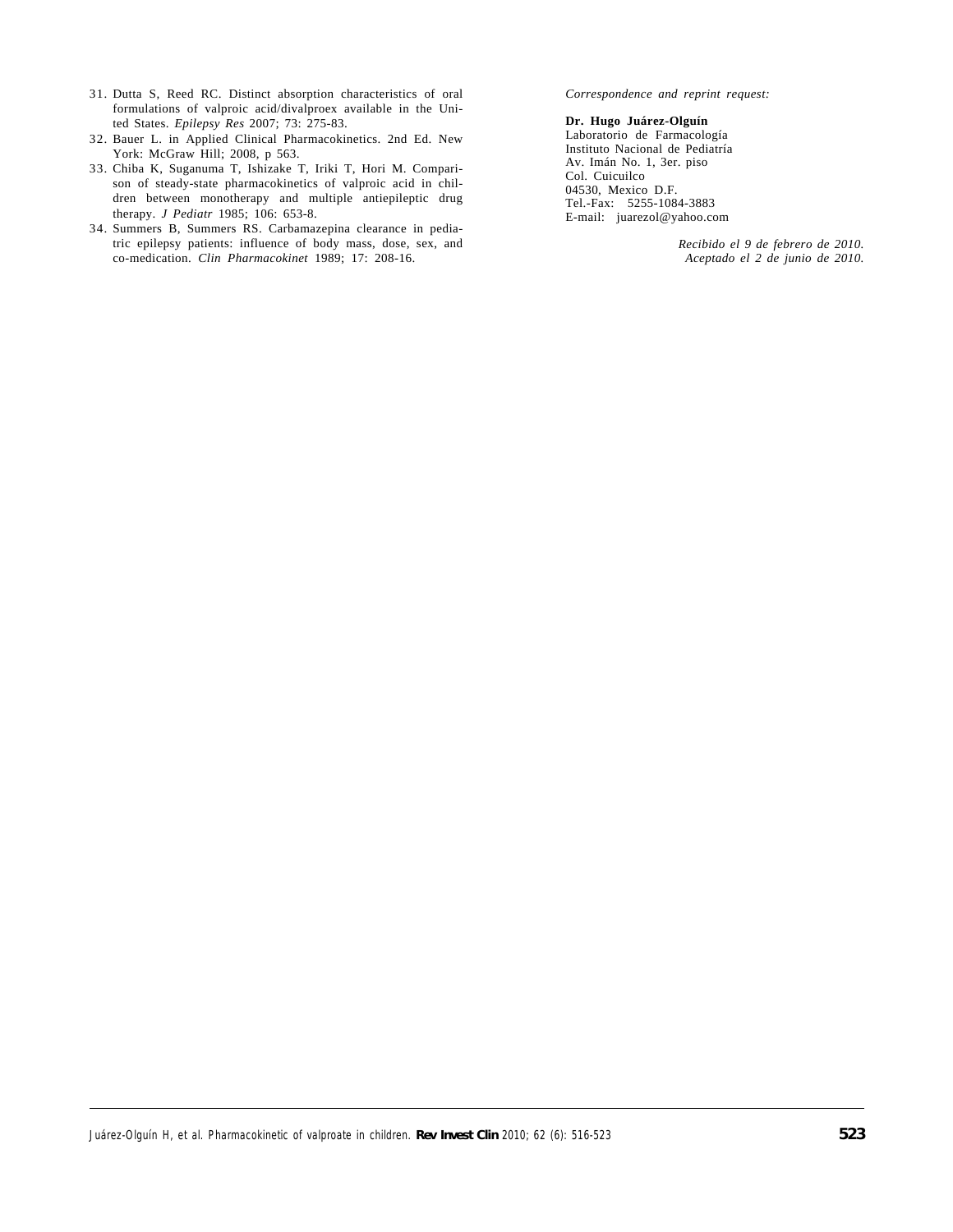31. Dutta S, Reed RC. Distinct absorption characteristics of oral formulations of valproic acid/divalproex available in the United States. *Epilepsy Res* 2007; 73: 275-83.
32. Bauer L. in Applied Clinical Pharmacokinetics. 2nd Ed. New York: McGraw Hill; 2008, p 563.
33. Chiba K, Suganuma T, Ishizake T, Iriki T, Hori M. Comparison of steady-state pharmacokinetics of valproic acid in children between monotherapy and multiple antiepileptic drug therapy. *J Pediatr* 1985; 106: 653-8.
34. Summers B, Summers RS. Carbamazepina clearance in pediatric epilepsy patients: influence of body mass, dose, sex, and co-medication. *Clin Pharmacokinet* 1989; 17: 208-16.

*Correspondence and reprint request:*

**Dr. Hugo Juárez-Olguín**
Laboratorio de Farmacología
Instituto Nacional de Pediatría
Av. Imán No. 1, 3er. piso
Col. Cuicuilco
04530, Mexico D.F.
Tel.-Fax: 5255-1084-3883
E-mail: juarezol@yahoo.com

*Recibido el 9 de febrero de 2010.*
*Aceptado el 2 de junio de 2010.*